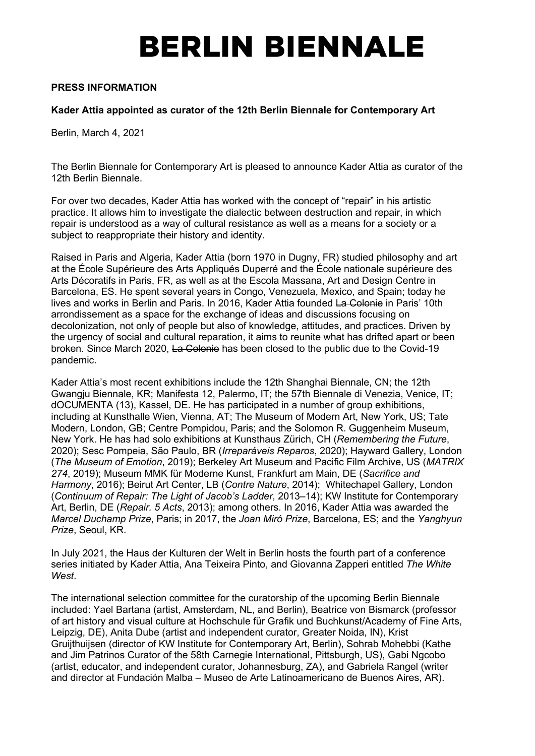# BERLIN BIENNALE

**PRESS INFORMATION**

**Kader Attia appointed as curator of the 12th Berlin Biennale for Contemporary Art**

Berlin, March 4, 2021

The Berlin Biennale for Contemporary Art is pleased to announce Kader Attia as curator of the 12th Berlin Biennale.

For over two decades, Kader Attia has worked with the concept of "repair" in his artistic practice. It allows him to investigate the dialectic between destruction and repair, in which repair is understood as a way of cultural resistance as well as a means for a society or a subject to reappropriate their history and identity.

Raised in Paris and Algeria, Kader Attia (born 1970 in Dugny, FR) studied philosophy and art at the École Supérieure des Arts Appliqués Duperré and the École nationale supérieure des Arts Décoratifs in Paris, FR, as well as at the Escola Massana, Art and Design Centre in Barcelona, ES. He spent several years in Congo, Venezuela, Mexico, and Spain; today he lives and works in Berlin and Paris. In 2016, Kader Attia founded ~~La Colonie~~ in Paris' 10th arrondissement as a space for the exchange of ideas and discussions focusing on decolonization, not only of people but also of knowledge, attitudes, and practices. Driven by the urgency of social and cultural reparation, it aims to reunite what has drifted apart or been broken. Since March 2020, ~~La Colonie~~ has been closed to the public due to the Covid-19 pandemic.

Kader Attia's most recent exhibitions include the 12th Shanghai Biennale, CN; the 12th Gwangju Biennale, KR; Manifesta 12, Palermo, IT; the 57th Biennale di Venezia, Venice, IT; dOCUMENTA (13), Kassel, DE. He has participated in a number of group exhibitions, including at Kunsthalle Wien, Vienna, AT; The Museum of Modern Art, New York, US; Tate Modern, London, GB; Centre Pompidou, Paris; and the Solomon R. Guggenheim Museum, New York. He has had solo exhibitions at Kunsthaus Zürich, CH (*Remembering the Future*, 2020); Sesc Pompeia, São Paulo, BR (*Irreparáveis Reparos*, 2020); Hayward Gallery, London (*The Museum of Emotion*, 2019); Berkeley Art Museum and Pacific Film Archive, US (*MATRIX 274*, 2019); Museum MMK für Moderne Kunst, Frankfurt am Main, DE (*Sacrifice and Harmony*, 2016); Beirut Art Center, LB (*Contre Nature*, 2014); Whitechapel Gallery, London (*Continuum of Repair: The Light of Jacob's Ladder*, 2013–14); KW Institute for Contemporary Art, Berlin, DE (*Repair. 5 Acts*, 2013); among others. In 2016, Kader Attia was awarded the *Marcel Duchamp Prize*, Paris; in 2017, the *Joan Miró Prize*, Barcelona, ES; and the *Yanghyun Prize*, Seoul, KR.

In July 2021, the Haus der Kulturen der Welt in Berlin hosts the fourth part of a conference series initiated by Kader Attia, Ana Teixeira Pinto, and Giovanna Zapperi entitled *The White West*.

The international selection committee for the curatorship of the upcoming Berlin Biennale included: Yael Bartana (artist, Amsterdam, NL, and Berlin), Beatrice von Bismarck (professor of art history and visual culture at Hochschule für Grafik und Buchkunst/Academy of Fine Arts, Leipzig, DE), Anita Dube (artist and independent curator, Greater Noida, IN), Krist Gruijthuijsen (director of KW Institute for Contemporary Art, Berlin), Sohrab Mohebbi (Kathe and Jim Patrinos Curator of the 58th Carnegie International, Pittsburgh, US), Gabi Ngcobo (artist, educator, and independent curator, Johannesburg, ZA), and Gabriela Rangel (writer and director at Fundación Malba – Museo de Arte Latinoamericano de Buenos Aires, AR).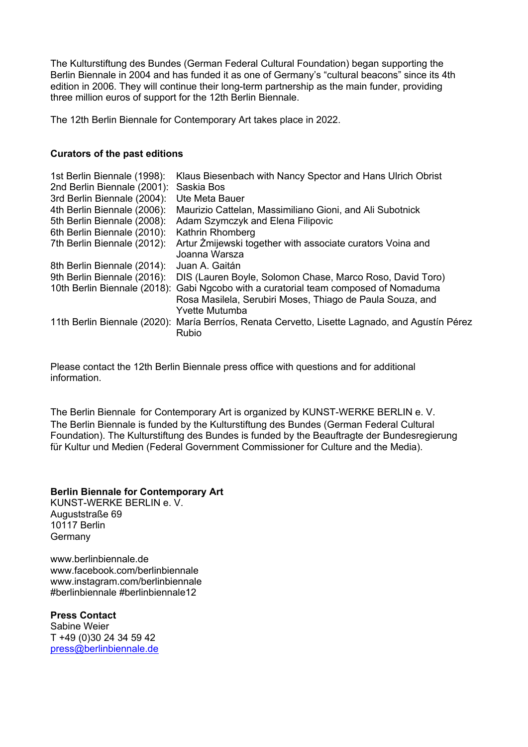The Kulturstiftung des Bundes (German Federal Cultural Foundation) began supporting the Berlin Biennale in 2004 and has funded it as one of Germany's "cultural beacons" since its 4th edition in 2006. They will continue their long-term partnership as the main funder, providing three million euros of support for the 12th Berlin Biennale.

The 12th Berlin Biennale for Contemporary Art takes place in 2022.

**Curators of the past editions**

| | |
|---|---|
| 1st Berlin Biennale (1998): | Klaus Biesenbach with Nancy Spector and Hans Ulrich Obrist |
| 2nd Berlin Biennale (2001): | Saskia Bos |
| 3rd Berlin Biennale (2004): | Ute Meta Bauer |
| 4th Berlin Biennale (2006): | Maurizio Cattelan, Massimiliano Gioni, and Ali Subotnick |
| 5th Berlin Biennale (2008): | Adam Szymczyk and Elena Filipovic |
| 6th Berlin Biennale (2010): | Kathrin Rhomberg |
| 7th Berlin Biennale (2012): | Artur Żmijewski together with associate curators Voina and Joanna Warsza |
| 8th Berlin Biennale (2014): | Juan A. Gaitán |
| 9th Berlin Biennale (2016): | DIS (Lauren Boyle, Solomon Chase, Marco Roso, David Toro) |
| 10th Berlin Biennale (2018): | Gabi Ngcobo with a curatorial team composed of Nomaduma Rosa Masilela, Serubiri Moses, Thiago de Paula Souza, and Yvette Mutumba |
| 11th Berlin Biennale (2020): | María Berríos, Renata Cervetto, Lisette Lagnado, and Agustín Pérez Rubio |

Please contact the 12th Berlin Biennale press office with questions and for additional information.

The Berlin Biennale for Contemporary Art is organized by KUNST-WERKE BERLIN e. V.
The Berlin Biennale is funded by the Kulturstiftung des Bundes (German Federal Cultural Foundation). The Kulturstiftung des Bundes is funded by the Beauftragte der Bundesregierung für Kultur und Medien (Federal Government Commissioner for Culture and the Media).

**Berlin Biennale for Contemporary Art**
KUNST-WERKE BERLIN e. V.
Auguststraße 69
10117 Berlin
Germany

www.berlinbiennale.de
www.facebook.com/berlinbiennale
www.instagram.com/berlinbiennale
#berlinbiennale #berlinbiennale12

**Press Contact**
Sabine Weier
T +49 (0)30 24 34 59 42
press@berlinbiennale.de